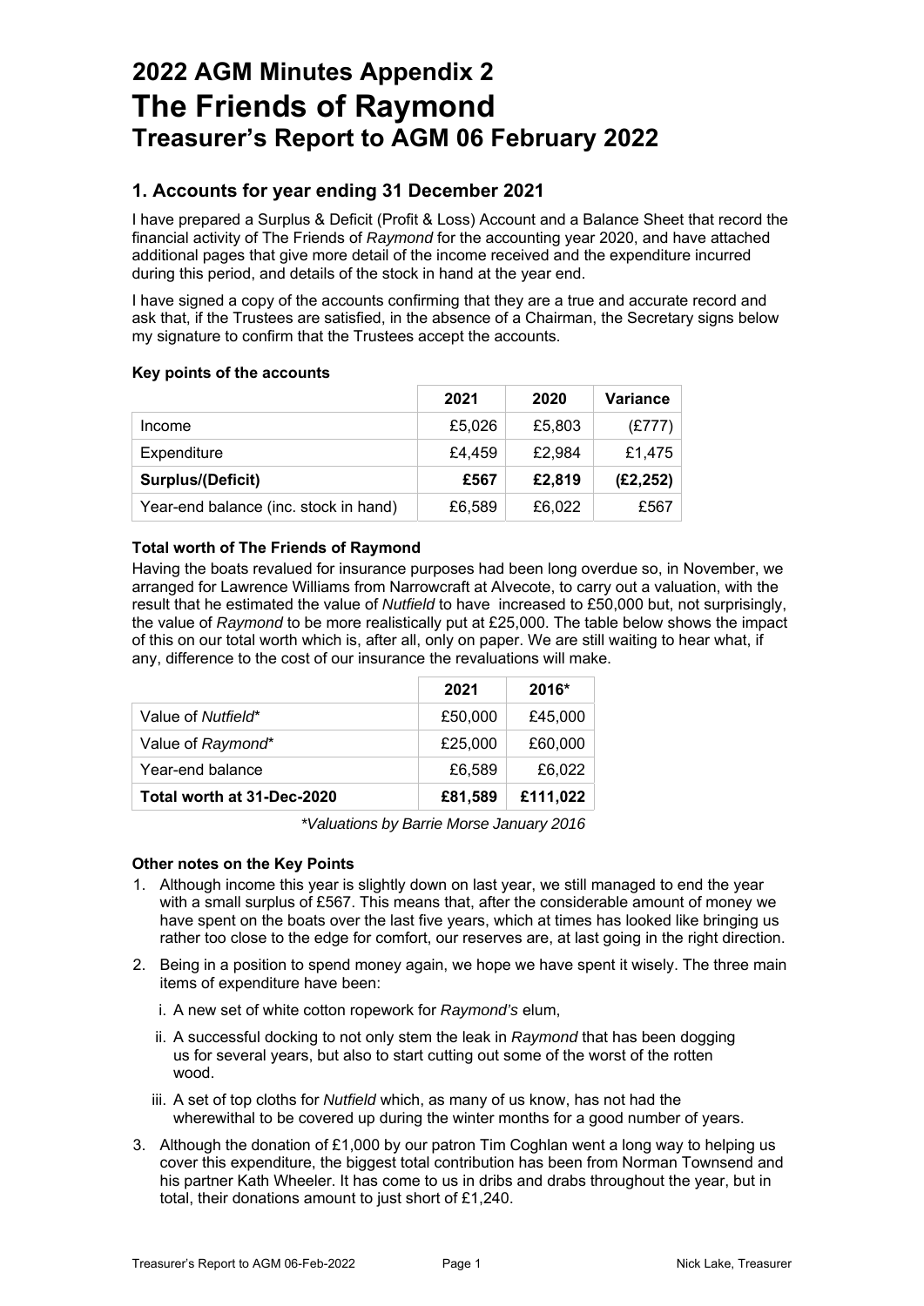# 2022 AGM Minutes Appendix 2
# The Friends of Raymond
## Treasurer's Report to AGM 06 February 2022

### 1. Accounts for year ending 31 December 2021

I have prepared a Surplus & Deficit (Profit & Loss) Account and a Balance Sheet that record the financial activity of The Friends of *Raymond* for the accounting year 2020, and have attached additional pages that give more detail of the income received and the expenditure incurred during this period, and details of the stock in hand at the year end.

I have signed a copy of the accounts confirming that they are a true and accurate record and ask that, if the Trustees are satisfied, in the absence of a Chairman, the Secretary signs below my signature to confirm that the Trustees accept the accounts.

**Key points of the accounts**

| | 2021 | 2020 | Variance |
|---|---|---|---|
| Income | £5,026 | £5,803 | (£777) |
| Expenditure | £4,459 | £2,984 | £1,475 |
| **Surplus/(Deficit)** | **£567** | **£2,819** | **(£2,252)** |
| Year-end balance (inc. stock in hand) | £6,589 | £6,022 | £567 |

**Total worth of The Friends of Raymond**

Having the boats revalued for insurance purposes had been long overdue so, in November, we arranged for Lawrence Williams from Narrowcraft at Alvecote, to carry out a valuation, with the result that he estimated the value of *Nutfield* to have increased to £50,000 but, not surprisingly, the value of *Raymond* to be more realistically put at £25,000. The table below shows the impact of this on our total worth which is, after all, only on paper. We are still waiting to hear what, if any, difference to the cost of our insurance the revaluations will make.

| | 2021 | 2016* |
|---|---|---|
| Value of *Nutfield** | £50,000 | £45,000 |
| Value of *Raymond** | £25,000 | £60,000 |
| Year-end balance | £6,589 | £6,022 |
| **Total worth at 31-Dec-2020** | **£81,589** | **£111,022** |

*\*Valuations by Barrie Morse January 2016*

**Other notes on the Key Points**

1. Although income this year is slightly down on last year, we still managed to end the year with a small surplus of £567. This means that, after the considerable amount of money we have spent on the boats over the last five years, which at times has looked like bringing us rather too close to the edge for comfort, our reserves are, at last going in the right direction.
2. Being in a position to spend money again, we hope we have spent it wisely. The three main items of expenditure have been:
   i. A new set of white cotton ropework for *Raymond's* elum,
   ii. A successful docking to not only stem the leak in *Raymond* that has been dogging us for several years, but also to start cutting out some of the worst of the rotten wood.
   iii. A set of top cloths for *Nutfield* which, as many of us know, has not had the wherewithal to be covered up during the winter months for a good number of years.
3. Although the donation of £1,000 by our patron Tim Coghlan went a long way to helping us cover this expenditure, the biggest total contribution has been from Norman Townsend and his partner Kath Wheeler. It has come to us in dribs and drabs throughout the year, but in total, their donations amount to just short of £1,240.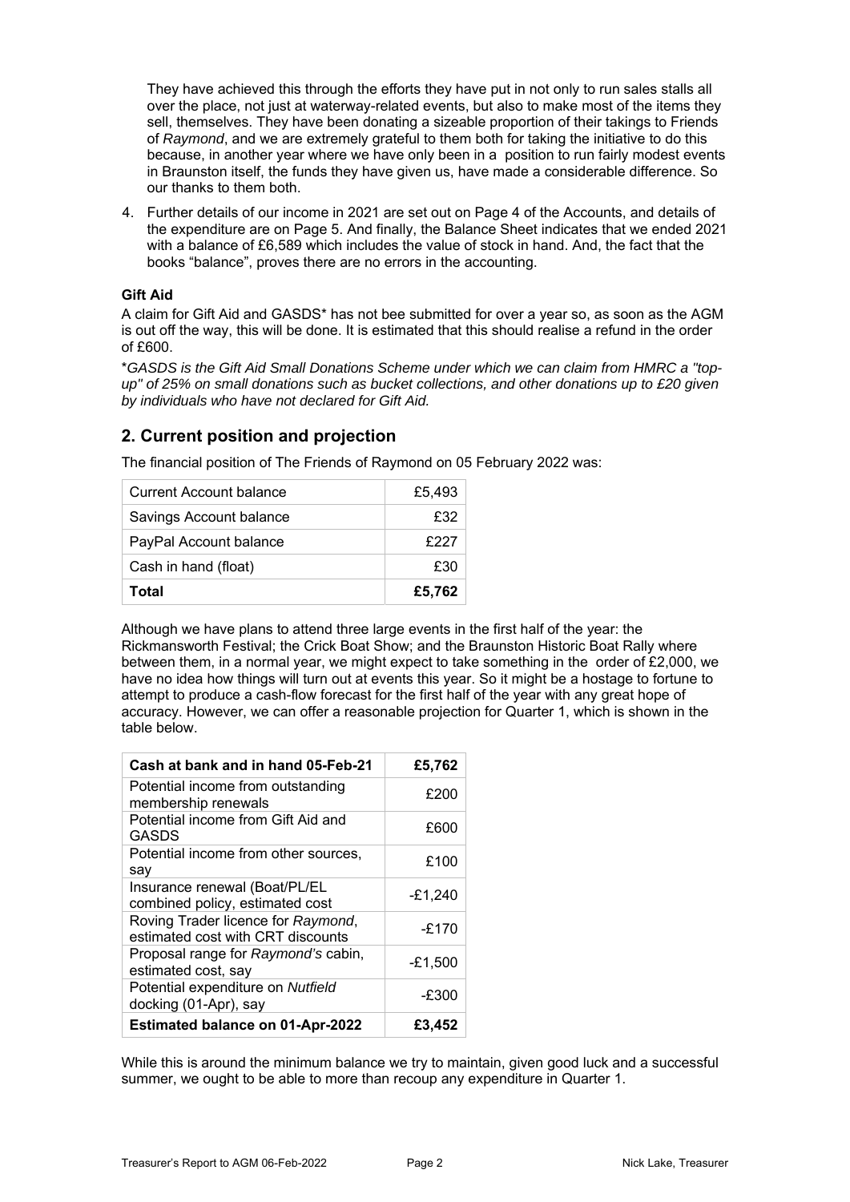They have achieved this through the efforts they have put in not only to run sales stalls all over the place, not just at waterway-related events, but also to make most of the items they sell, themselves. They have been donating a sizeable proportion of their takings to Friends of *Raymond*, and we are extremely grateful to them both for taking the initiative to do this because, in another year where we have only been in a position to run fairly modest events in Braunston itself, the funds they have given us, have made a considerable difference. So our thanks to them both.

4. Further details of our income in 2021 are set out on Page 4 of the Accounts, and details of the expenditure are on Page 5. And finally, the Balance Sheet indicates that we ended 2021 with a balance of £6,589 which includes the value of stock in hand. And, the fact that the books "balance", proves there are no errors in the accounting.

**Gift Aid**

A claim for Gift Aid and GASDS* has not bee submitted for over a year so, as soon as the AGM is out off the way, this will be done. It is estimated that this should realise a refund in the order of £600.

**GASDS is the Gift Aid Small Donations Scheme under which we can claim from HMRC a "top-up" of 25% on small donations such as bucket collections, and other donations up to £20 given by individuals who have not declared for Gift Aid.*

## 2. Current position and projection

The financial position of The Friends of Raymond on 05 February 2022 was:

| | |
|---|---|
| Current Account balance | £5,493 |
| Savings Account balance | £32 |
| PayPal Account balance | £227 |
| Cash in hand (float) | £30 |
| **Total** | **£5,762** |

Although we have plans to attend three large events in the first half of the year: the Rickmansworth Festival; the Crick Boat Show; and the Braunston Historic Boat Rally where between them, in a normal year, we might expect to take something in the order of £2,000, we have no idea how things will turn out at events this year. So it might be a hostage to fortune to attempt to produce a cash-flow forecast for the first half of the year with any great hope of accuracy. However, we can offer a reasonable projection for Quarter 1, which is shown in the table below.

| **Cash at bank and in hand 05-Feb-21** | **£5,762** |
|---|---|
| Potential income from outstanding membership renewals | £200 |
| Potential income from Gift Aid and GASDS | £600 |
| Potential income from other sources, say | £100 |
| Insurance renewal (Boat/PL/EL combined policy, estimated cost | -£1,240 |
| Roving Trader licence for *Raymond*, estimated cost with CRT discounts | -£170 |
| Proposal range for *Raymond's* cabin, estimated cost, say | -£1,500 |
| Potential expenditure on *Nutfield* docking (01-Apr), say | -£300 |
| **Estimated balance on 01-Apr-2022** | **£3,452** |

While this is around the minimum balance we try to maintain, given good luck and a successful summer, we ought to be able to more than recoup any expenditure in Quarter 1.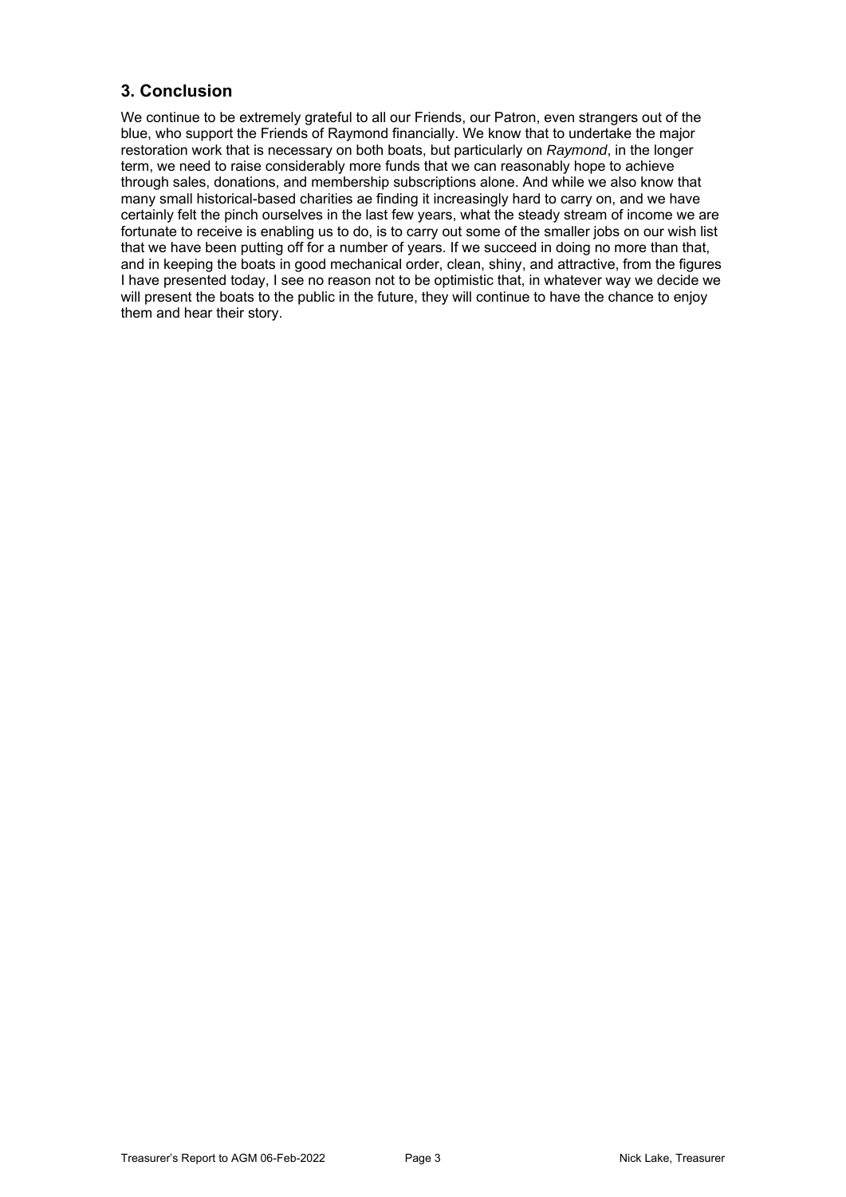## 3. Conclusion

We continue to be extremely grateful to all our Friends, our Patron, even strangers out of the blue, who support the Friends of Raymond financially. We know that to undertake the major restoration work that is necessary on both boats, but particularly on *Raymond*, in the longer term, we need to raise considerably more funds that we can reasonably hope to achieve through sales, donations, and membership subscriptions alone. And while we also know that many small historical-based charities ae finding it increasingly hard to carry on, and we have certainly felt the pinch ourselves in the last few years, what the steady stream of income we are fortunate to receive is enabling us to do, is to carry out some of the smaller jobs on our wish list that we have been putting off for a number of years. If we succeed in doing no more than that, and in keeping the boats in good mechanical order, clean, shiny, and attractive, from the figures I have presented today, I see no reason not to be optimistic that, in whatever way we decide we will present the boats to the public in the future, they will continue to have the chance to enjoy them and hear their story.